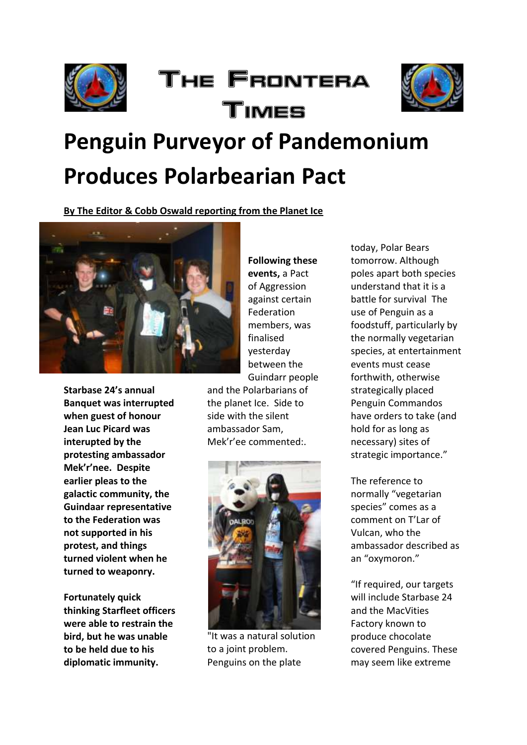# The Frontera Times

# Penguin Purveyor of Pandemonium Produces Polarbearian Pact

**By The Editor & Cobb Oswald reporting from the Planet Ice**

**Starbase 24's annual Banquet was interrupted when guest of honour Jean Luc Picard was interupted by the protesting ambassador Mek'r'nee. Despite earlier pleas to the galactic community, the Guindaar representative to the Federation was not supported in his protest, and things turned violent when he turned to weaponry.**

**Fortunately quick thinking Starfleet officers were able to restrain the bird, but he was unable to be held due to his diplomatic immunity.**

**Following these events,** a Pact of Aggression against certain Federation members, was finalised yesterday between the Guindarr people and the Polarbarians of the planet Ice. Side to side with the silent ambassador Sam, Mek'r'ee commented:.

"It was a natural solution to a joint problem. Penguins on the plate today, Polar Bears tomorrow. Although poles apart both species understand that it is a battle for survival The use of Penguin as a foodstuff, particularly by the normally vegetarian species, at entertainment events must cease forthwith, otherwise strategically placed Penguin Commandos have orders to take (and hold for as long as necessary) sites of strategic importance."

The reference to normally "vegetarian species" comes as a comment on T'Lar of Vulcan, who the ambassador described as an "oxymoron."

"If required, our targets will include Starbase 24 and the MacVities Factory known to produce chocolate covered Penguins. These may seem like extreme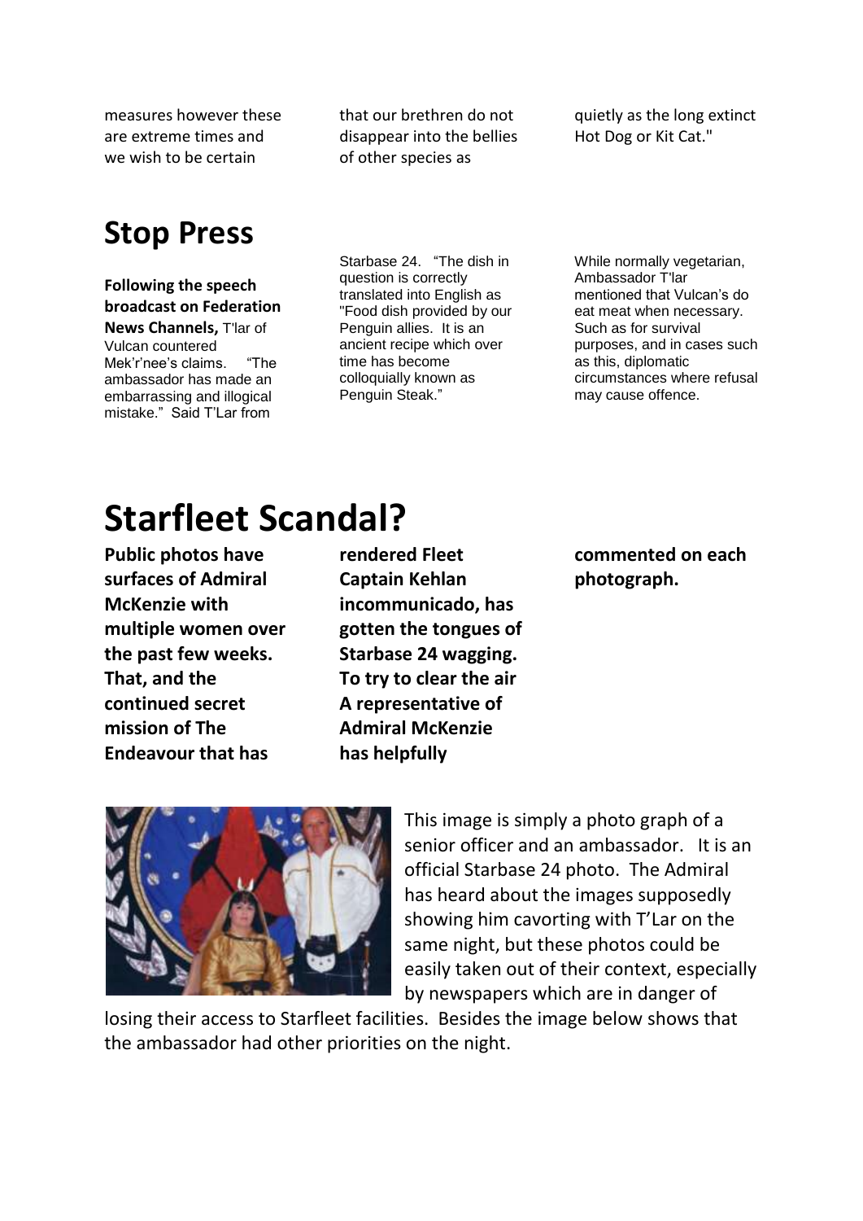measures however these are extreme times and we wish to be certain that our brethren do not disappear into the bellies of other species as quietly as the long extinct Hot Dog or Kit Cat."

# Stop Press

**Following the speech broadcast on Federation News Channels,** T'lar of Vulcan countered Mek'r'nee's claims. "The ambassador has made an embarrassing and illogical mistake." Said T'Lar from Starbase 24. "The dish in question is correctly translated into English as "Food dish provided by our Penguin allies. It is an ancient recipe which over time has become colloquially known as Penguin Steak."

While normally vegetarian, Ambassador T'lar mentioned that Vulcan's do eat meat when necessary. Such as for survival purposes, and in cases such as this, diplomatic circumstances where refusal may cause offence.

# Starfleet Scandal?

**Public photos have surfaces of Admiral McKenzie with multiple women over the past few weeks. That, and the continued secret mission of The Endeavour that has rendered Fleet Captain Kehlan incommunicado, has gotten the tongues of Starbase 24 wagging. To try to clear the air A representative of Admiral McKenzie has helpfully commented on each photograph.**

This image is simply a photo graph of a senior officer and an ambassador. It is an official Starbase 24 photo. The Admiral has heard about the images supposedly showing him cavorting with T'Lar on the same night, but these photos could be easily taken out of their context, especially by newspapers which are in danger of losing their access to Starfleet facilities. Besides the image below shows that the ambassador had other priorities on the night.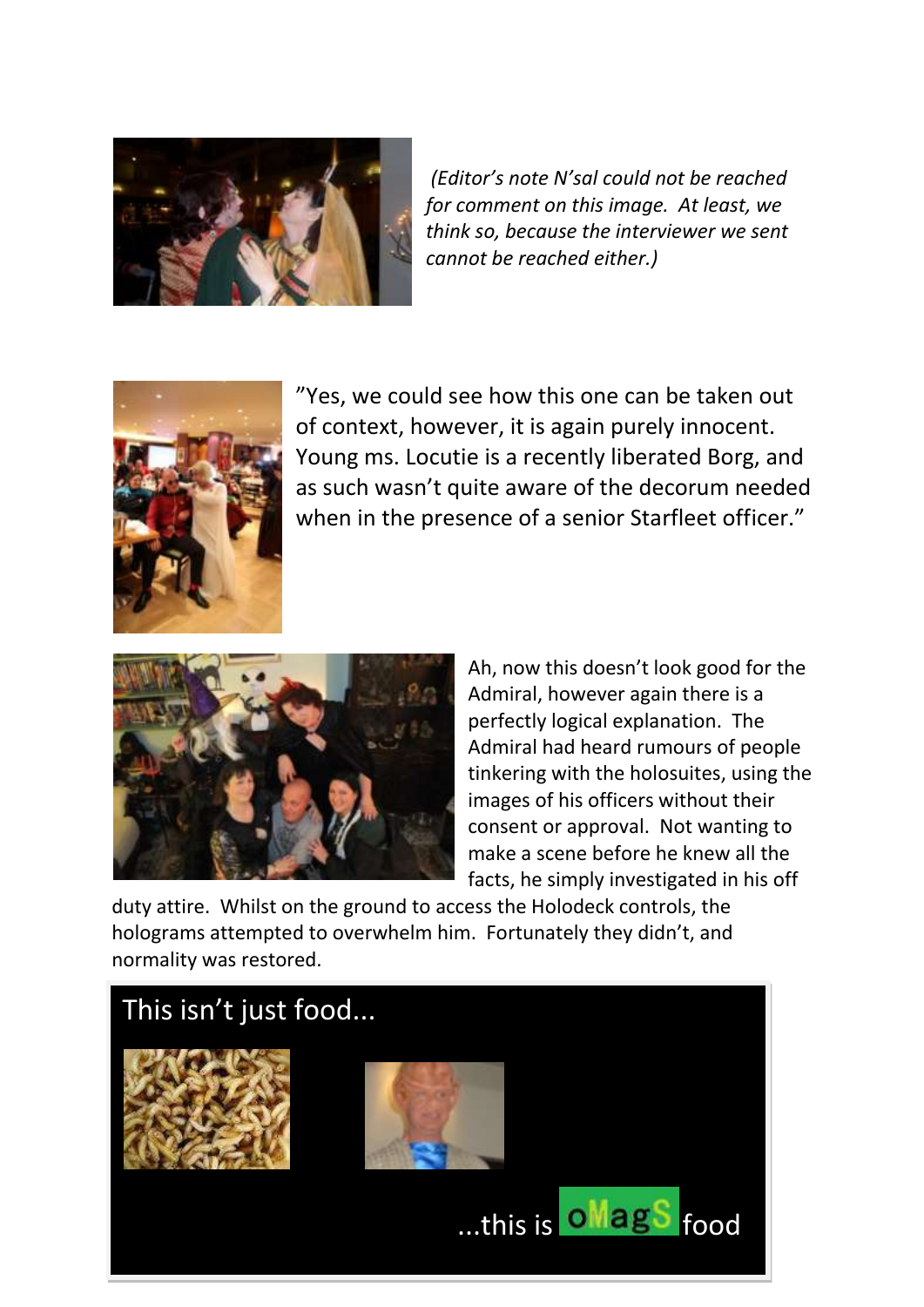*(Editor's note N'sal could not be reached for comment on this image. At least, we think so, because the interviewer we sent cannot be reached either.)*

"Yes, we could see how this one can be taken out of context, however, it is again purely innocent. Young ms. Locutie is a recently liberated Borg, and as such wasn't quite aware of the decorum needed when in the presence of a senior Starfleet officer."

Ah, now this doesn't look good for the Admiral, however again there is a perfectly logical explanation. The Admiral had heard rumours of people tinkering with the holosuites, using the images of his officers without their consent or approval. Not wanting to make a scene before he knew all the facts, he simply investigated in his off duty attire. Whilst on the ground to access the Holodeck controls, the holograms attempted to overwhelm him. Fortunately they didn't, and normality was restored.

This isn't just food...

...this is oMagS food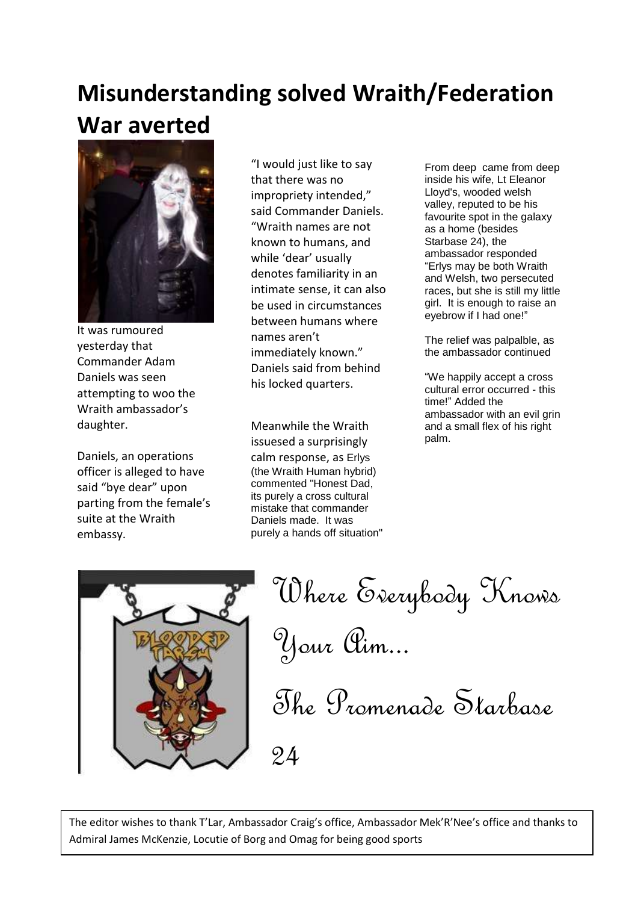# Misunderstanding solved Wraith/Federation War averted

It was rumoured yesterday that Commander Adam Daniels was seen attempting to woo the Wraith ambassador's daughter.

Daniels, an operations officer is alleged to have said "bye dear" upon parting from the female's suite at the Wraith embassy.

"I would just like to say that there was no impropriety intended," said Commander Daniels. "Wraith names are not known to humans, and while 'dear' usually denotes familiarity in an intimate sense, it can also be used in circumstances between humans where names aren't immediately known." Daniels said from behind his locked quarters.

Meanwhile the Wraith issuesed a surprisingly calm response, as Erlys (the Wraith Human hybrid) commented "Honest Dad, its purely a cross cultural mistake that commander Daniels made. It was purely a hands off situation"

From deep came from deep inside his wife, Lt Eleanor Lloyd's, wooded welsh valley, reputed to be his favourite spot in the galaxy as a home (besides Starbase 24), the ambassador responded "Erlys may be both Wraith and Welsh, two persecuted races, but she is still my little girl. It is enough to raise an eyebrow if I had one!"

The relief was palpalble, as the ambassador continued

"We happily accept a cross cultural error occurred - this time!" Added the ambassador with an evil grin and a small flex of his right palm.

Where Everybody Knows Your Aim...

The Promenade Starbase 24

The editor wishes to thank T'Lar, Ambassador Craig's office, Ambassador Mek'R'Nee's office and thanks to Admiral James McKenzie, Locutie of Borg and Omag for being good sports